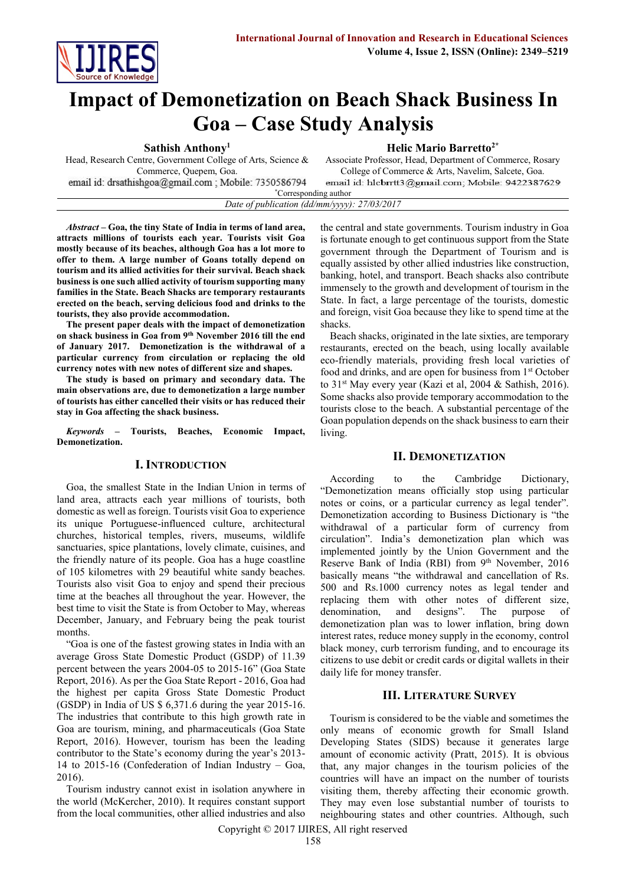# Impact of Demonetization on Beach Shack Business In Goa – Case Study Analysis

**Sathish Anthony**[1]
Head, Research Centre, Government College of Arts, Science & Commerce, Quepem, Goa.
email id: drsathishgoa@gmail.com ; Mobile: 7350586794

**Helic Mario Barretto**[2*]
Associate Professor, Head, Department of Commerce, Rosary College of Commerce & Arts, Navelim, Salcete, Goa.
email id: hlcbrrtt3@gmail.com; Mobile: 9422387629

[*]Corresponding author

*Date of publication (dd/mm/yyyy): 27/03/2017*

***Abstract* – Goa, the tiny State of India in terms of land area, attracts millions of tourists each year. Tourists visit Goa mostly because of its beaches, although Goa has a lot more to offer to them. A large number of Goans totally depend on tourism and its allied activities for their survival. Beach shack business is one such allied activity of tourism supporting many families in the State. Beach Shacks are temporary restaurants erected on the beach, serving delicious food and drinks to the tourists, they also provide accommodation.**

**The present paper deals with the impact of demonetization on shack business in Goa from 9th November 2016 till the end of January 2017. Demonetization is the withdrawal of a particular currency from circulation or replacing the old currency notes with new notes of different size and shapes.**

**The study is based on primary and secondary data. The main observations are, due to demonetization a large number of tourists has either cancelled their visits or has reduced their stay in Goa affecting the shack business.**

***Keywords* – Tourists, Beaches, Economic Impact, Demonetization.**

## I. Introduction

Goa, the smallest State in the Indian Union in terms of land area, attracts each year millions of tourists, both domestic as well as foreign. Tourists visit Goa to experience its unique Portuguese-influenced culture, architectural churches, historical temples, rivers, museums, wildlife sanctuaries, spice plantations, lovely climate, cuisines, and the friendly nature of its people. Goa has a huge coastline of 105 kilometres with 29 beautiful white sandy beaches. Tourists also visit Goa to enjoy and spend their precious time at the beaches all throughout the year. However, the best time to visit the State is from October to May, whereas December, January, and February being the peak tourist months.

"Goa is one of the fastest growing states in India with an average Gross State Domestic Product (GSDP) of 11.39 percent between the years 2004-05 to 2015-16" (Goa State Report, 2016). As per the Goa State Report - 2016, Goa had the highest per capita Gross State Domestic Product (GSDP) in India of US $ 6,371.6 during the year 2015-16. The industries that contribute to this high growth rate in Goa are tourism, mining, and pharmaceuticals (Goa State Report, 2016). However, tourism has been the leading contributor to the State's economy during the year's 2013-14 to 2015-16 (Confederation of Indian Industry – Goa, 2016).

Tourism industry cannot exist in isolation anywhere in the world (McKercher, 2010). It requires constant support from the local communities, other allied industries and also the central and state governments. Tourism industry in Goa is fortunate enough to get continuous support from the State government through the Department of Tourism and is equally assisted by other allied industries like construction, banking, hotel, and transport. Beach shacks also contribute immensely to the growth and development of tourism in the State. In fact, a large percentage of the tourists, domestic and foreign, visit Goa because they like to spend time at the shacks.

Beach shacks, originated in the late sixties, are temporary restaurants, erected on the beach, using locally available eco-friendly materials, providing fresh local varieties of food and drinks, and are open for business from 1st October to 31st May every year (Kazi et al, 2004 & Sathish, 2016). Some shacks also provide temporary accommodation to the tourists close to the beach. A substantial percentage of the Goan population depends on the shack business to earn their living.

## II. Demonetization

According to the Cambridge Dictionary, "Demonetization means officially stop using particular notes or coins, or a particular currency as legal tender". Demonetization according to Business Dictionary is "the withdrawal of a particular form of currency from circulation". India's demonetization plan which was implemented jointly by the Union Government and the Reserve Bank of India (RBI) from 9th November, 2016 basically means "the withdrawal and cancellation of Rs. 500 and Rs.1000 currency notes as legal tender and replacing them with other notes of different size, denomination, and designs". The purpose of demonetization plan was to lower inflation, bring down interest rates, reduce money supply in the economy, control black money, curb terrorism funding, and to encourage its citizens to use debit or credit cards or digital wallets in their daily life for money transfer.

## III. Literature Survey

Tourism is considered to be the viable and sometimes the only means of economic growth for Small Island Developing States (SIDS) because it generates large amount of economic activity (Pratt, 2015). It is obvious that, any major changes in the tourism policies of the countries will have an impact on the number of tourists visiting them, thereby affecting their economic growth. They may even lose substantial number of tourists to neighbouring states and other countries. Although, such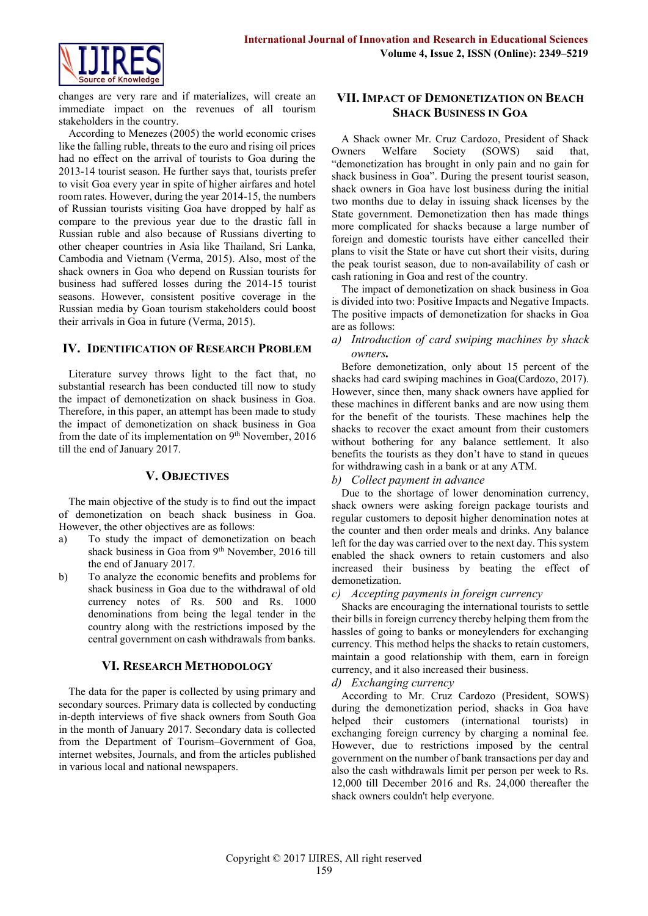changes are very rare and if materializes, will create an immediate impact on the revenues of all tourism stakeholders in the country.

According to Menezes (2005) the world economic crises like the falling ruble, threats to the euro and rising oil prices had no effect on the arrival of tourists to Goa during the 2013-14 tourist season. He further says that, tourists prefer to visit Goa every year in spite of higher airfares and hotel room rates. However, during the year 2014-15, the numbers of Russian tourists visiting Goa have dropped by half as compare to the previous year due to the drastic fall in Russian ruble and also because of Russians diverting to other cheaper countries in Asia like Thailand, Sri Lanka, Cambodia and Vietnam (Verma, 2015). Also, most of the shack owners in Goa who depend on Russian tourists for business had suffered losses during the 2014-15 tourist seasons. However, consistent positive coverage in the Russian media by Goan tourism stakeholders could boost their arrivals in Goa in future (Verma, 2015).

## IV. Identification of Research Problem

Literature survey throws light to the fact that, no substantial research has been conducted till now to study the impact of demonetization on shack business in Goa. Therefore, in this paper, an attempt has been made to study the impact of demonetization on shack business in Goa from the date of its implementation on 9th November, 2016 till the end of January 2017.

## V. Objectives

The main objective of the study is to find out the impact of demonetization on beach shack business in Goa. However, the other objectives are as follows:

a) To study the impact of demonetization on beach shack business in Goa from 9th November, 2016 till the end of January 2017.
b) To analyze the economic benefits and problems for shack business in Goa due to the withdrawal of old currency notes of Rs. 500 and Rs. 1000 denominations from being the legal tender in the country along with the restrictions imposed by the central government on cash withdrawals from banks.

## VI. Research Methodology

The data for the paper is collected by using primary and secondary sources. Primary data is collected by conducting in-depth interviews of five shack owners from South Goa in the month of January 2017. Secondary data is collected from the Department of Tourism–Government of Goa, internet websites, Journals, and from the articles published in various local and national newspapers.

## VII. Impact of Demonetization on Beach Shack Business in Goa

A Shack owner Mr. Cruz Cardozo, President of Shack Owners Welfare Society (SOWS) said that, "demonetization has brought in only pain and no gain for shack business in Goa". During the present tourist season, shack owners in Goa have lost business during the initial two months due to delay in issuing shack licenses by the State government. Demonetization then has made things more complicated for shacks because a large number of foreign and domestic tourists have either cancelled their plans to visit the State or have cut short their visits, during the peak tourist season, due to non-availability of cash or cash rationing in Goa and rest of the country.

The impact of demonetization on shack business in Goa is divided into two: Positive Impacts and Negative Impacts. The positive impacts of demonetization for shacks in Goa are as follows:

*a) Introduction of card swiping machines by shack owners.*

Before demonetization, only about 15 percent of the shacks had card swiping machines in Goa(Cardozo, 2017). However, since then, many shack owners have applied for these machines in different banks and are now using them for the benefit of the tourists. These machines help the shacks to recover the exact amount from their customers without bothering for any balance settlement. It also benefits the tourists as they don't have to stand in queues for withdrawing cash in a bank or at any ATM.

*b) Collect payment in advance*

Due to the shortage of lower denomination currency, shack owners were asking foreign package tourists and regular customers to deposit higher denomination notes at the counter and then order meals and drinks. Any balance left for the day was carried over to the next day. This system enabled the shack owners to retain customers and also increased their business by beating the effect of demonetization.

*c) Accepting payments in foreign currency*

Shacks are encouraging the international tourists to settle their bills in foreign currency thereby helping them from the hassles of going to banks or moneylenders for exchanging currency. This method helps the shacks to retain customers, maintain a good relationship with them, earn in foreign currency, and it also increased their business.

*d) Exchanging currency*

According to Mr. Cruz Cardozo (President, SOWS) during the demonetization period, shacks in Goa have helped their customers (international tourists) in exchanging foreign currency by charging a nominal fee. However, due to restrictions imposed by the central government on the number of bank transactions per day and also the cash withdrawals limit per person per week to Rs. 12,000 till December 2016 and Rs. 24,000 thereafter the shack owners couldn't help everyone.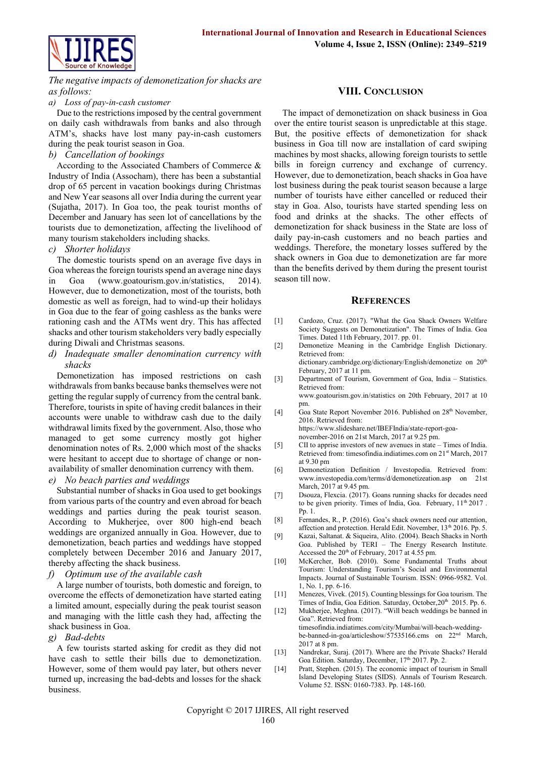*The negative impacts of demonetization for shacks are as follows:*

*a) Loss of pay-in-cash customer*

Due to the restrictions imposed by the central government on daily cash withdrawals from banks and also through ATM's, shacks have lost many pay-in-cash customers during the peak tourist season in Goa.

*b) Cancellation of bookings*

According to the Associated Chambers of Commerce & Industry of India (Assocham), there has been a substantial drop of 65 percent in vacation bookings during Christmas and New Year seasons all over India during the current year (Sujatha, 2017). In Goa too, the peak tourist months of December and January has seen lot of cancellations by the tourists due to demonetization, affecting the livelihood of many tourism stakeholders including shacks.

*c) Shorter holidays*

The domestic tourists spend on an average five days in Goa whereas the foreign tourists spend an average nine days in Goa (www.goatourism.gov.in/statistics, 2014). However, due to demonetization, most of the tourists, both domestic as well as foreign, had to wind-up their holidays in Goa due to the fear of going cashless as the banks were rationing cash and the ATMs went dry. This has affected shacks and other tourism stakeholders very badly especially during Diwali and Christmas seasons.

*d) Inadequate smaller denomination currency with shacks*

Demonetization has imposed restrictions on cash withdrawals from banks because banks themselves were not getting the regular supply of currency from the central bank. Therefore, tourists in spite of having credit balances in their accounts were unable to withdraw cash due to the daily withdrawal limits fixed by the government. Also, those who managed to get some currency mostly got higher denomination notes of Rs. 2,000 which most of the shacks were hesitant to accept due to shortage of change or non-availability of smaller denomination currency with them.

*e) No beach parties and weddings*

Substantial number of shacks in Goa used to get bookings from various parts of the country and even abroad for beach weddings and parties during the peak tourist season. According to Mukherjee, over 800 high-end beach weddings are organized annually in Goa. However, due to demonetization, beach parties and weddings have stopped completely between December 2016 and January 2017, thereby affecting the shack business.

*f) Optimum use of the available cash*

A large number of tourists, both domestic and foreign, to overcome the effects of demonetization have started eating a limited amount, especially during the peak tourist season and managing with the little cash they had, affecting the shack business in Goa.

*g) Bad-debts*

A few tourists started asking for credit as they did not have cash to settle their bills due to demonetization. However, some of them would pay later, but others never turned up, increasing the bad-debts and losses for the shack business.

## VIII. Conclusion

The impact of demonetization on shack business in Goa over the entire tourist season is unpredictable at this stage. But, the positive effects of demonetization for shack business in Goa till now are installation of card swiping machines by most shacks, allowing foreign tourists to settle bills in foreign currency and exchange of currency. However, due to demonetization, beach shacks in Goa have lost business during the peak tourist season because a large number of tourists have either cancelled or reduced their stay in Goa. Also, tourists have started spending less on food and drinks at the shacks. The other effects of demonetization for shack business in the State are loss of daily pay-in-cash customers and no beach parties and weddings. Therefore, the monetary losses suffered by the shack owners in Goa due to demonetization are far more than the benefits derived by them during the present tourist season till now.

## References

[1] Cardozo, Cruz. (2017). "What the Goa Shack Owners Welfare Society Suggests on Demonetization". The Times of India. Goa Times. Dated 11th February, 2017. pp. 01.

[2] Demonetize Meaning in the Cambridge English Dictionary. Retrieved from: dictionary.cambridge.org/dictionary/English/demonetize on 20th February, 2017 at 11 pm.

[3] Department of Tourism, Government of Goa, India – Statistics. Retrieved from: www.goatourism.gov.in/statistics on 20th February, 2017 at 10 pm.

[4] Goa State Report November 2016. Published on 28th November, 2016. Retrieved from: https://www.slideshare.net/IBEFIndia/state-report-goa-november-2016 on 21st March, 2017 at 9.25 pm.

[5] CII to apprise investors of new avenues in state – Times of India. Retrieved from: timesofindia.indiatimes.com on 21st March, 2017 at 9.30 pm

[6] Demonetization Definition / Investopedia. Retrieved from: www.investopedia.com/terms/d/demonetizeation.asp on 21st March, 2017 at 9.45 pm.

[7] Dsouza, Flexcia. (2017). Goans running shacks for decades need to be given priority. Times of India, Goa. February, 11th 2017 . Pp. 1.

[8] Fernandes, R., P. (2016). Goa's shack owners need our attention, affection and protection. Herald Edit. November, 13th 2016. Pp. 5.

[9] Kazai, Saltanat. & Siqueira, Alito. (2004). Beach Shacks in North Goa. Published by TERI – The Energy Research Institute. Accessed the 20th of February, 2017 at 4.55 pm.

[10] McKercher, Bob. (2010). Some Fundamental Truths about Tourism: Understanding Tourism's Social and Environmental Impacts. Journal of Sustainable Tourism. ISSN: 0966-9582. Vol. 1, No. 1, pp. 6-16.

[11] Menezes, Vivek. (2015). Counting blessings for Goa tourism. The Times of India, Goa Edition. Saturday, October,20th 2015. Pp. 6.

[12] Mukherjee, Meghna. (2017). "Will beach weddings be banned in Goa". Retrieved from: timesofindia.indiatimes.com/city/Mumbai/will-beach-wedding-be-banned-in-goa/articleshow/57535166.cms on 22nd March, 2017 at 8 pm.

[13] Nandrekar, Suraj. (2017). Where are the Private Shacks? Herald Goa Edition. Saturday, December, 17th 2017. Pp. 2.

[14] Pratt, Stephen. (2015). The economic impact of tourism in Small Island Developing States (SIDS). Annals of Tourism Research. Volume 52. ISSN: 0160-7383. Pp. 148-160.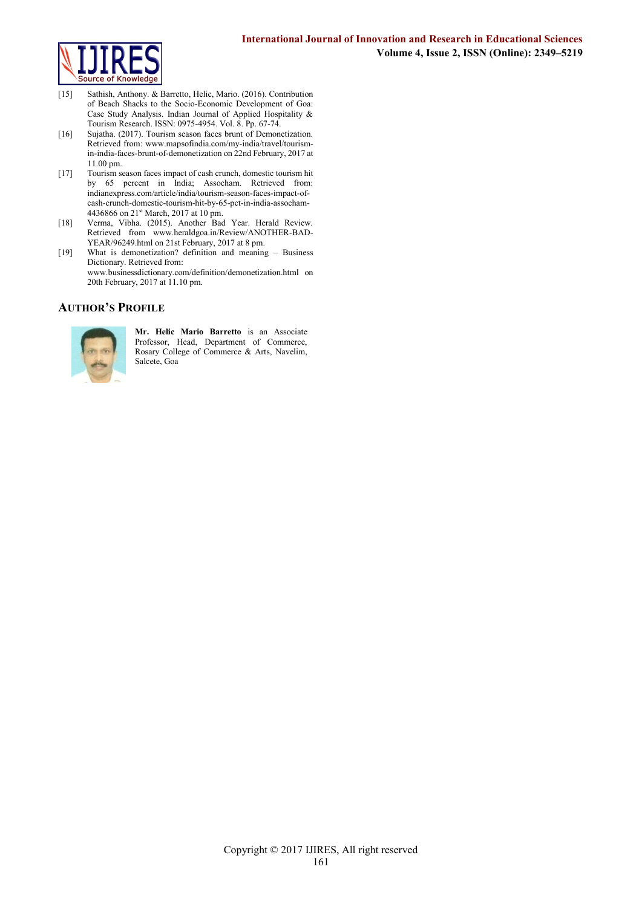[15] Sathish, Anthony. & Barretto, Helic, Mario. (2016). Contribution of Beach Shacks to the Socio-Economic Development of Goa: Case Study Analysis. Indian Journal of Applied Hospitality & Tourism Research. ISSN: 0975-4954. Vol. 8. Pp. 67-74.

[16] Sujatha. (2017). Tourism season faces brunt of Demonetization. Retrieved from: www.mapsofindia.com/my-india/travel/tourism-in-india-faces-brunt-of-demonetization on 22nd February, 2017 at 11.00 pm.

[17] Tourism season faces impact of cash crunch, domestic tourism hit by 65 percent in India; Assocham. Retrieved from: indianexpress.com/article/india/tourism-season-faces-impact-of-cash-crunch-domestic-tourism-hit-by-65-pct-in-india-assocham-4436866 on 21st March, 2017 at 10 pm.

[18] Verma, Vibha. (2015). Another Bad Year. Herald Review. Retrieved from www.heraldgoa.in/Review/ANOTHER-BAD-YEAR/96249.html on 21st February, 2017 at 8 pm.

[19] What is demonetization? definition and meaning – Business Dictionary. Retrieved from: www.businessdictionary.com/definition/demonetization.html on 20th February, 2017 at 11.10 pm.

## AUTHOR'S PROFILE

**Mr. Helic Mario Barretto** is an Associate Professor, Head, Department of Commerce, Rosary College of Commerce & Arts, Navelim, Salcete, Goa